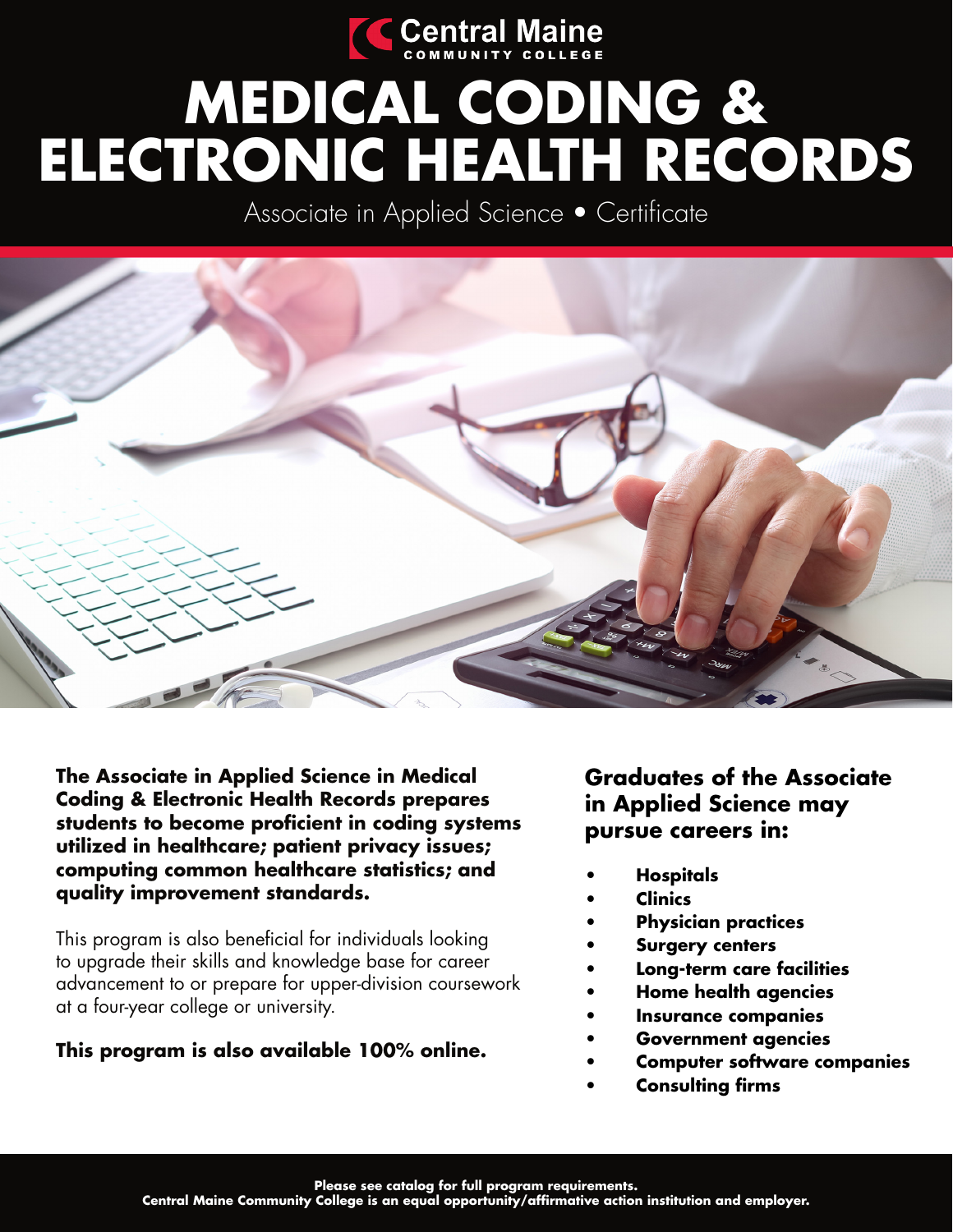Central Maine COMMUNITY COLLEGE

# MEDICAL CODING & ELECTRONIC HEALTH RECORDS

Associate in Applied Science • Certificate

**The Associate in Applied Science in Medical Coding & Electronic Health Records prepares students to become proficient in coding systems utilized in healthcare; patient privacy issues; computing common healthcare statistics; and quality improvement standards.**

This program is also beneficial for individuals looking to upgrade their skills and knowledge base for career advancement to or prepare for upper-division coursework at a four-year college or university.

**This program is also available 100% online.**

## Graduates of the Associate in Applied Science may pursue careers in:

- **Hospitals**
- **Clinics**
- **Physician practices**
- **Surgery centers**
- **Long-term care facilities**
- **Home health agencies**
- **Insurance companies**
- **Government agencies**
- **Computer software companies**
- **Consulting firms**

**Please see catalog for full program requirements.**
**Central Maine Community College is an equal opportunity/affirmative action institution and employer.**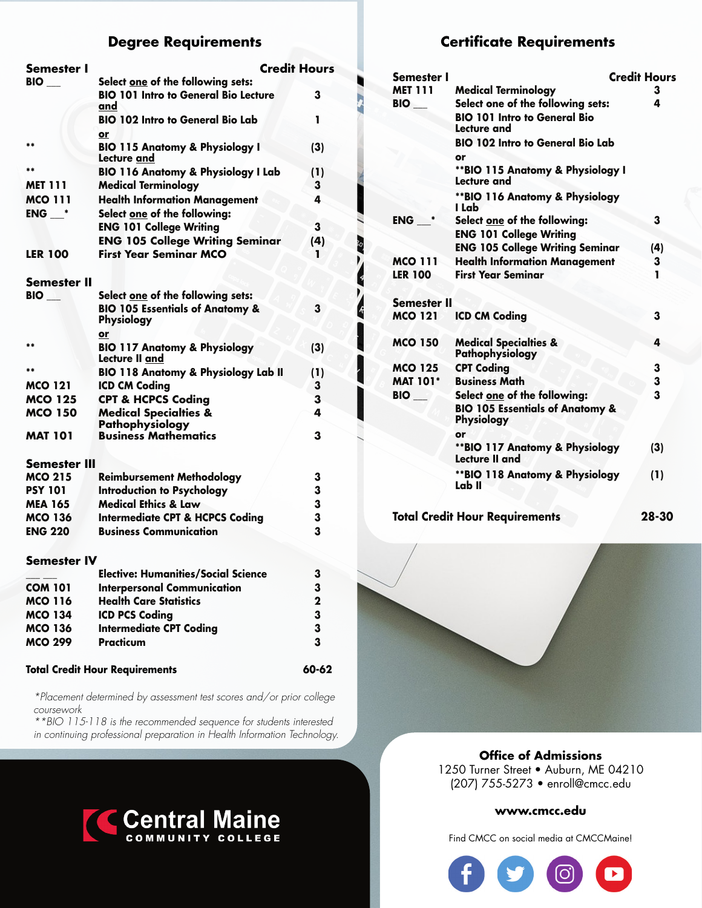## Degree Requirements

| Semester I | | Credit Hours |
|---|---|---|
| BIO __ | Select <u>one</u> of the following sets: | |
| | BIO 101 Intro to General Bio Lecture <u>and</u> | 3 |
| | BIO 102 Intro to General Bio Lab | 1 |
| | <u>or</u> | |
| ** | BIO 115 Anatomy & Physiology I Lecture <u>and</u> | (3) |
| ** | BIO 116 Anatomy & Physiology I Lab | (1) |
| MET 111 | Medical Terminology | 3 |
| MCO 111 | Health Information Management | 4 |
| ENG __* | Select <u>one</u> of the following: | |
| | ENG 101 College Writing | 3 |
| | ENG 105 College Writing Seminar | (4) |
| LER 100 | First Year Seminar MCO | 1 |

| Semester II | | |
|---|---|---|
| BIO __ | Select <u>one</u> of the following sets: | |
| | BIO 105 Essentials of Anatomy & Physiology | 3 |
| | <u>or</u> | |
| ** | BIO 117 Anatomy & Physiology Lecture II <u>and</u> | (3) |
| ** | BIO 118 Anatomy & Physiology Lab II | (1) |
| MCO 121 | ICD CM Coding | 3 |
| MCO 125 | CPT & HCPCS Coding | 3 |
| MCO 150 | Medical Specialties & Pathophysiology | 4 |
| MAT 101 | Business Mathematics | 3 |

| Semester III | | |
|---|---|---|
| MCO 215 | Reimbursement Methodology | 3 |
| PSY 101 | Introduction to Psychology | 3 |
| MEA 165 | Medical Ethics & Law | 3 |
| MCO 136 | Intermediate CPT & HCPCS Coding | 3 |
| ENG 220 | Business Communication | 3 |

| Semester IV | | |
|---|---|---|
| __ __ | Elective: Humanities/Social Science | 3 |
| COM 101 | Interpersonal Communication | 3 |
| MCO 116 | Health Care Statistics | 2 |
| MCO 134 | ICD PCS Coding | 3 |
| MCO 136 | Intermediate CPT Coding | 3 |
| MCO 299 | Practicum | 3 |

**Total Credit Hour Requirements** **60-62**

*\*Placement determined by assessment test scores and/or prior college coursework*
*\*\*BIO 115-118 is the recommended sequence for students interested in continuing professional preparation in Health Information Technology.*

## Certificate Requirements

| Semester I | | Credit Hours |
|---|---|---|
| MET 111 | Medical Terminology | 3 |
| BIO __ | Select one of the following sets: | 4 |
| | BIO 101 Intro to General Bio Lecture and | |
| | BIO 102 Intro to General Bio Lab | |
| | or | |
| | **BIO 115 Anatomy & Physiology I Lecture and | |
| | **BIO 116 Anatomy & Physiology I Lab | |
| ENG __* | Select <u>one</u> of the following: | 3 |
| | ENG 101 College Writing | |
| | ENG 105 College Writing Seminar | (4) |
| MCO 111 | Health Information Management | 3 |
| LER 100 | First Year Seminar | 1 |

| Semester II | | |
|---|---|---|
| MCO 121 | ICD CM Coding | 3 |
| MCO 150 | Medical Specialties & Pathophysiology | 4 |
| MCO 125 | CPT Coding | 3 |
| MAT 101* | Business Math | 3 |
| BIO __ | Select <u>one</u> of the following: | 3 |
| | BIO 105 Essentials of Anatomy & Physiology | |
| | or | |
| | **BIO 117 Anatomy & Physiology Lecture II and | (3) |
| | **BIO 118 Anatomy & Physiology Lab II | (1) |

**Total Credit Hour Requirements** **28-30**

**Office of Admissions**
1250 Turner Street • Auburn, ME 04210
(207) 755-5273 • enroll@cmcc.edu

**www.cmcc.edu**

Find CMCC on social media at CMCCMaine!

Central Maine COMMUNITY COLLEGE